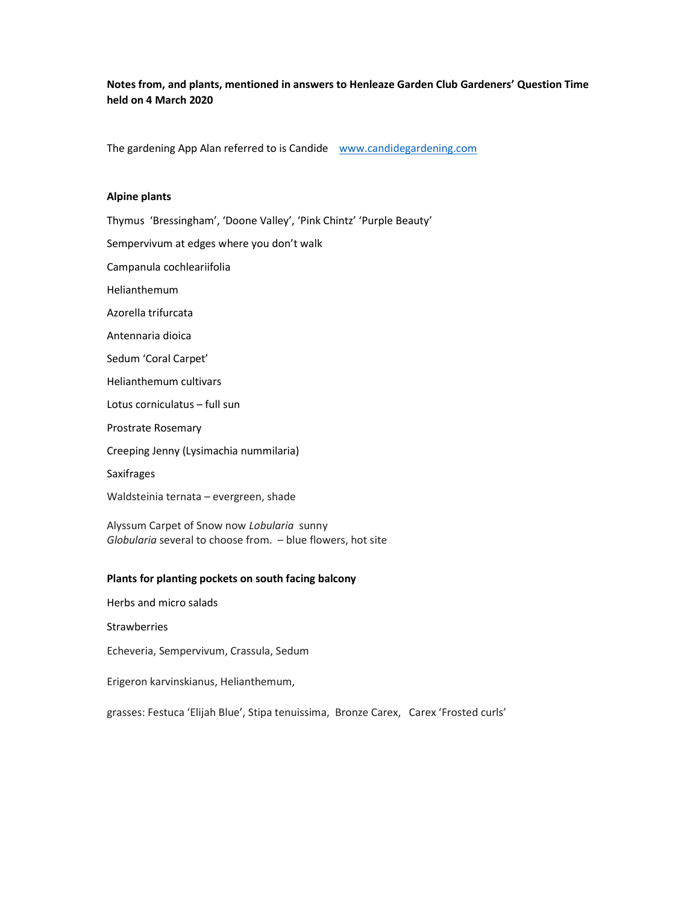**Notes from, and plants, mentioned in answers to Henleaze Garden Club Gardeners' Question Time held on 4 March 2020**

The gardening App Alan referred to is Candide [www.candidegardening.com](http://www.candidegardening.com)

**Alpine plants**

Thymus 'Bressingham', 'Doone Valley', 'Pink Chintz' 'Purple Beauty'

Sempervivum at edges where you don't walk

Campanula cochleariifolia

Helianthemum

Azorella trifurcata

Antennaria dioica

Sedum 'Coral Carpet'

Helianthemum cultivars

Lotus corniculatus – full sun

Prostrate Rosemary

Creeping Jenny (Lysimachia nummilaria)

Saxifrages

Waldsteinia ternata – evergreen, shade

Alyssum Carpet of Snow now *Lobularia* sunny
*Globularia* several to choose from. – blue flowers, hot site

**Plants for planting pockets on south facing balcony**

Herbs and micro salads

Strawberries

Echeveria, Sempervivum, Crassula, Sedum

Erigeron karvinskianus, Helianthemum,

grasses: Festuca 'Elijah Blue', Stipa tenuissima, Bronze Carex, Carex 'Frosted curls'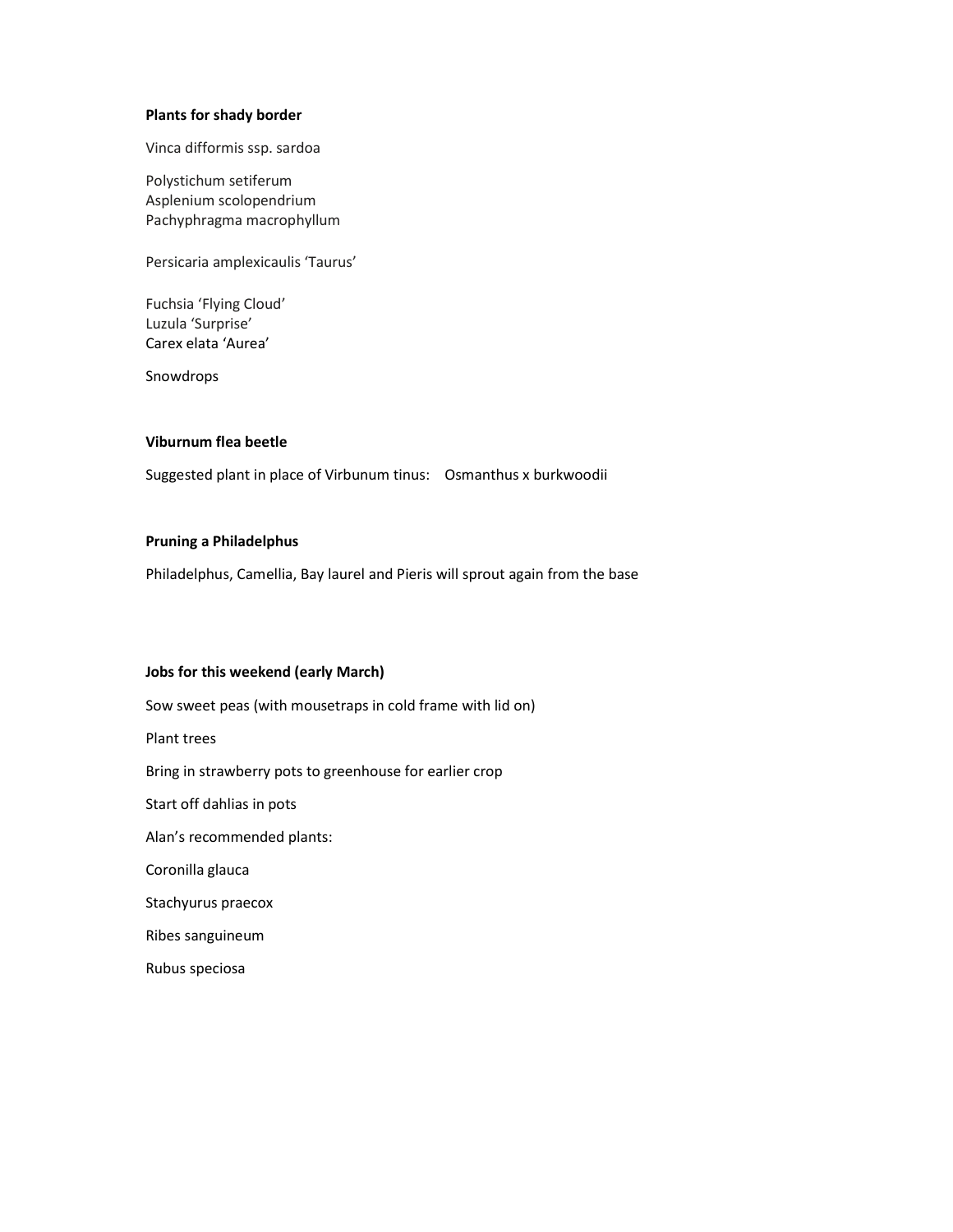**Plants for shady border**

Vinca difformis ssp. sardoa

Polystichum setiferum
Asplenium scolopendrium
Pachyphragma macrophyllum

Persicaria amplexicaulis 'Taurus'

Fuchsia 'Flying Cloud'
Luzula 'Surprise'
Carex elata 'Aurea'

Snowdrops

**Viburnum flea beetle**

Suggested plant in place of Virbunum tinus: Osmanthus x burkwoodii

**Pruning a Philadelphus**

Philadelphus, Camellia, Bay laurel and Pieris will sprout again from the base

**Jobs for this weekend (early March)**

Sow sweet peas (with mousetraps in cold frame with lid on)

Plant trees

Bring in strawberry pots to greenhouse for earlier crop

Start off dahlias in pots

Alan's recommended plants:

Coronilla glauca

Stachyurus praecox

Ribes sanguineum

Rubus speciosa